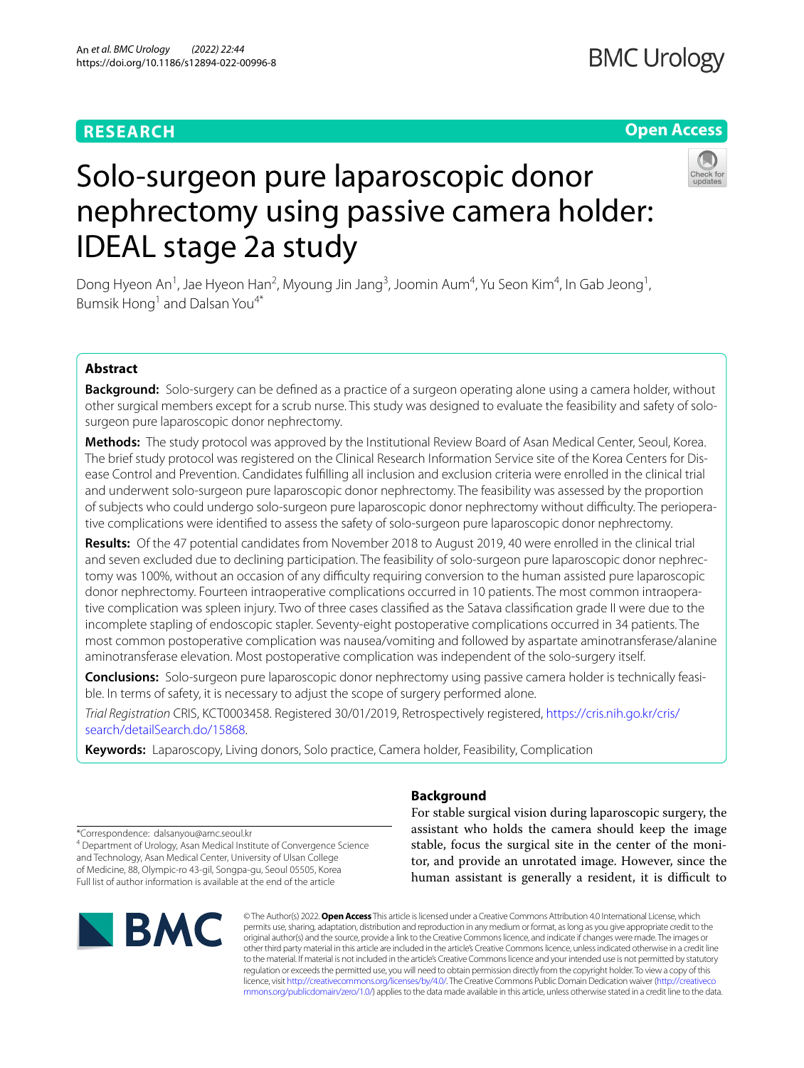RESEARCH

Open Access

# Solo-surgeon pure laparoscopic donor nephrectomy using passive camera holder: IDEAL stage 2a study

Dong Hyeon An[1], Jae Hyeon Han[2], Myoung Jin Jang[3], Joomin Aum[4], Yu Seon Kim[4], In Gab Jeong[1], Bumsik Hong[1] and Dalsan You[4*]

## Abstract

**Background:** Solo-surgery can be defined as a practice of a surgeon operating alone using a camera holder, without other surgical members except for a scrub nurse. This study was designed to evaluate the feasibility and safety of solo-surgeon pure laparoscopic donor nephrectomy.

**Methods:** The study protocol was approved by the Institutional Review Board of Asan Medical Center, Seoul, Korea. The brief study protocol was registered on the Clinical Research Information Service site of the Korea Centers for Disease Control and Prevention. Candidates fulfilling all inclusion and exclusion criteria were enrolled in the clinical trial and underwent solo-surgeon pure laparoscopic donor nephrectomy. The feasibility was assessed by the proportion of subjects who could undergo solo-surgeon pure laparoscopic donor nephrectomy without difficulty. The perioperative complications were identified to assess the safety of solo-surgeon pure laparoscopic donor nephrectomy.

**Results:** Of the 47 potential candidates from November 2018 to August 2019, 40 were enrolled in the clinical trial and seven excluded due to declining participation. The feasibility of solo-surgeon pure laparoscopic donor nephrectomy was 100%, without an occasion of any difficulty requiring conversion to the human assisted pure laparoscopic donor nephrectomy. Fourteen intraoperative complications occurred in 10 patients. The most common intraoperative complication was spleen injury. Two of three cases classified as the Satava classification grade II were due to the incomplete stapling of endoscopic stapler. Seventy-eight postoperative complications occurred in 34 patients. The most common postoperative complication was nausea/vomiting and followed by aspartate aminotransferase/alanine aminotransferase elevation. Most postoperative complication was independent of the solo-surgery itself.

**Conclusions:** Solo-surgeon pure laparoscopic donor nephrectomy using passive camera holder is technically feasible. In terms of safety, it is necessary to adjust the scope of surgery performed alone.

*Trial Registration* CRIS, KCT0003458. Registered 30/01/2019, Retrospectively registered, https://cris.nih.go.kr/cris/search/detailSearch.do/15868.

**Keywords:** Laparoscopy, Living donors, Solo practice, Camera holder, Feasibility, Complication

*Correspondence: dalsanyou@amc.seoul.kr

[4] Department of Urology, Asan Medical Institute of Convergence Science and Technology, Asan Medical Center, University of Ulsan College of Medicine, 88, Olympic-ro 43-gil, Songpa-gu, Seoul 05505, Korea

Full list of author information is available at the end of the article

## Background

For stable surgical vision during laparoscopic surgery, the assistant who holds the camera should keep the image stable, focus the surgical site in the center of the monitor, and provide an unrotated image. However, since the human assistant is generally a resident, it is difficult to

© The Author(s) 2022. **Open Access** This article is licensed under a Creative Commons Attribution 4.0 International License, which permits use, sharing, adaptation, distribution and reproduction in any medium or format, as long as you give appropriate credit to the original author(s) and the source, provide a link to the Creative Commons licence, and indicate if changes were made. The images or other third party material in this article are included in the article's Creative Commons licence, unless indicated otherwise in a credit line to the material. If material is not included in the article's Creative Commons licence and your intended use is not permitted by statutory regulation or exceeds the permitted use, you will need to obtain permission directly from the copyright holder. To view a copy of this licence, visit http://creativecommons.org/licenses/by/4.0/. The Creative Commons Public Domain Dedication waiver (http://creativecommons.org/publicdomain/zero/1.0/) applies to the data made available in this article, unless otherwise stated in a credit line to the data.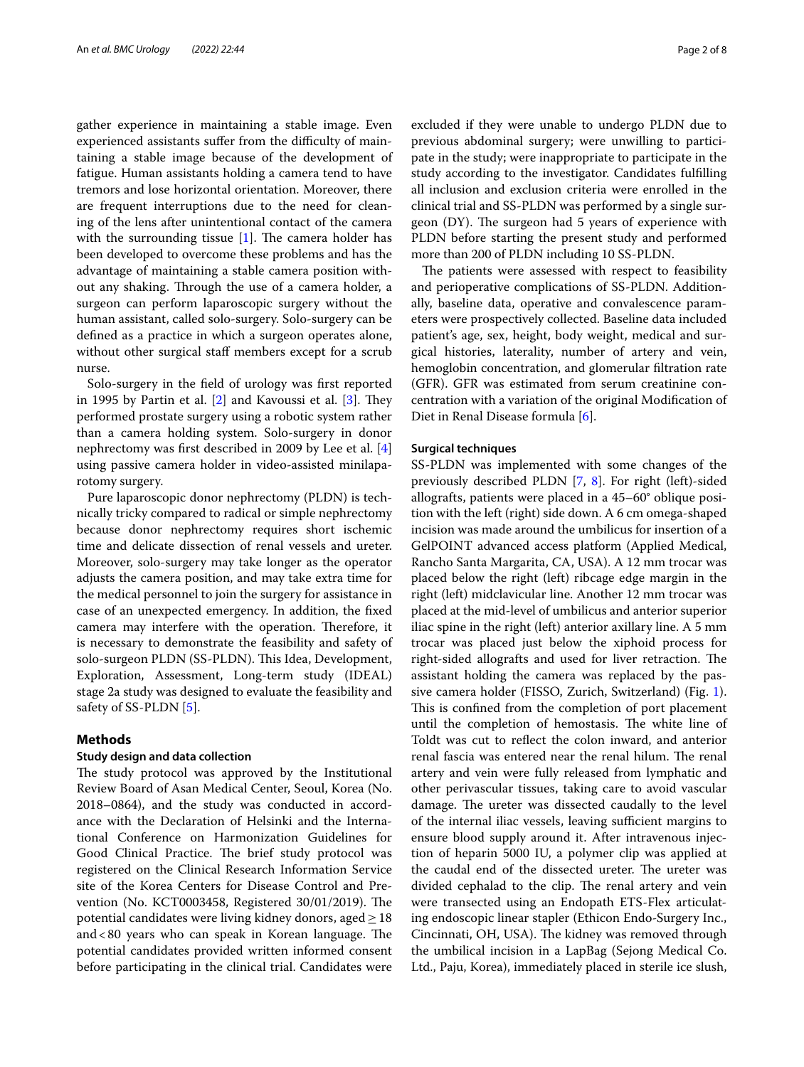gather experience in maintaining a stable image. Even experienced assistants suffer from the difficulty of maintaining a stable image because of the development of fatigue. Human assistants holding a camera tend to have tremors and lose horizontal orientation. Moreover, there are frequent interruptions due to the need for cleaning of the lens after unintentional contact of the camera with the surrounding tissue [1]. The camera holder has been developed to overcome these problems and has the advantage of maintaining a stable camera position without any shaking. Through the use of a camera holder, a surgeon can perform laparoscopic surgery without the human assistant, called solo-surgery. Solo-surgery can be defined as a practice in which a surgeon operates alone, without other surgical staff members except for a scrub nurse.

Solo-surgery in the field of urology was first reported in 1995 by Partin et al. [2] and Kavoussi et al. [3]. They performed prostate surgery using a robotic system rather than a camera holding system. Solo-surgery in donor nephrectomy was first described in 2009 by Lee et al. [4] using passive camera holder in video-assisted minilaparotomy surgery.

Pure laparoscopic donor nephrectomy (PLDN) is technically tricky compared to radical or simple nephrectomy because donor nephrectomy requires short ischemic time and delicate dissection of renal vessels and ureter. Moreover, solo-surgery may take longer as the operator adjusts the camera position, and may take extra time for the medical personnel to join the surgery for assistance in case of an unexpected emergency. In addition, the fixed camera may interfere with the operation. Therefore, it is necessary to demonstrate the feasibility and safety of solo-surgeon PLDN (SS-PLDN). This Idea, Development, Exploration, Assessment, Long-term study (IDEAL) stage 2a study was designed to evaluate the feasibility and safety of SS-PLDN [5].

## Methods

### Study design and data collection

The study protocol was approved by the Institutional Review Board of Asan Medical Center, Seoul, Korea (No. 2018–0864), and the study was conducted in accordance with the Declaration of Helsinki and the International Conference on Harmonization Guidelines for Good Clinical Practice. The brief study protocol was registered on the Clinical Research Information Service site of the Korea Centers for Disease Control and Prevention (No. KCT0003458, Registered 30/01/2019). The potential candidates were living kidney donors, aged $\geq 18$ and $< 80$ years who can speak in Korean language. The potential candidates provided written informed consent before participating in the clinical trial. Candidates were excluded if they were unable to undergo PLDN due to previous abdominal surgery; were unwilling to participate in the study; were inappropriate to participate in the study according to the investigator. Candidates fulfilling all inclusion and exclusion criteria were enrolled in the clinical trial and SS-PLDN was performed by a single surgeon (DY). The surgeon had 5 years of experience with PLDN before starting the present study and performed more than 200 of PLDN including 10 SS-PLDN.

The patients were assessed with respect to feasibility and perioperative complications of SS-PLDN. Additionally, baseline data, operative and convalescence parameters were prospectively collected. Baseline data included patient's age, sex, height, body weight, medical and surgical histories, laterality, number of artery and vein, hemoglobin concentration, and glomerular filtration rate (GFR). GFR was estimated from serum creatinine concentration with a variation of the original Modification of Diet in Renal Disease formula [6].

### Surgical techniques

SS-PLDN was implemented with some changes of the previously described PLDN [7, 8]. For right (left)-sided allografts, patients were placed in a 45–60° oblique position with the left (right) side down. A 6 cm omega-shaped incision was made around the umbilicus for insertion of a GelPOINT advanced access platform (Applied Medical, Rancho Santa Margarita, CA, USA). A 12 mm trocar was placed below the right (left) ribcage edge margin in the right (left) midclavicular line. Another 12 mm trocar was placed at the mid-level of umbilicus and anterior superior iliac spine in the right (left) anterior axillary line. A 5 mm trocar was placed just below the xiphoid process for right-sided allografts and used for liver retraction. The assistant holding the camera was replaced by the passive camera holder (FISSO, Zurich, Switzerland) (Fig. 1). This is confined from the completion of port placement until the completion of hemostasis. The white line of Toldt was cut to reflect the colon inward, and anterior renal fascia was entered near the renal hilum. The renal artery and vein were fully released from lymphatic and other perivascular tissues, taking care to avoid vascular damage. The ureter was dissected caudally to the level of the internal iliac vessels, leaving sufficient margins to ensure blood supply around it. After intravenous injection of heparin 5000 IU, a polymer clip was applied at the caudal end of the dissected ureter. The ureter was divided cephalad to the clip. The renal artery and vein were transected using an Endopath ETS-Flex articulating endoscopic linear stapler (Ethicon Endo-Surgery Inc., Cincinnati, OH, USA). The kidney was removed through the umbilical incision in a LapBag (Sejong Medical Co. Ltd., Paju, Korea), immediately placed in sterile ice slush,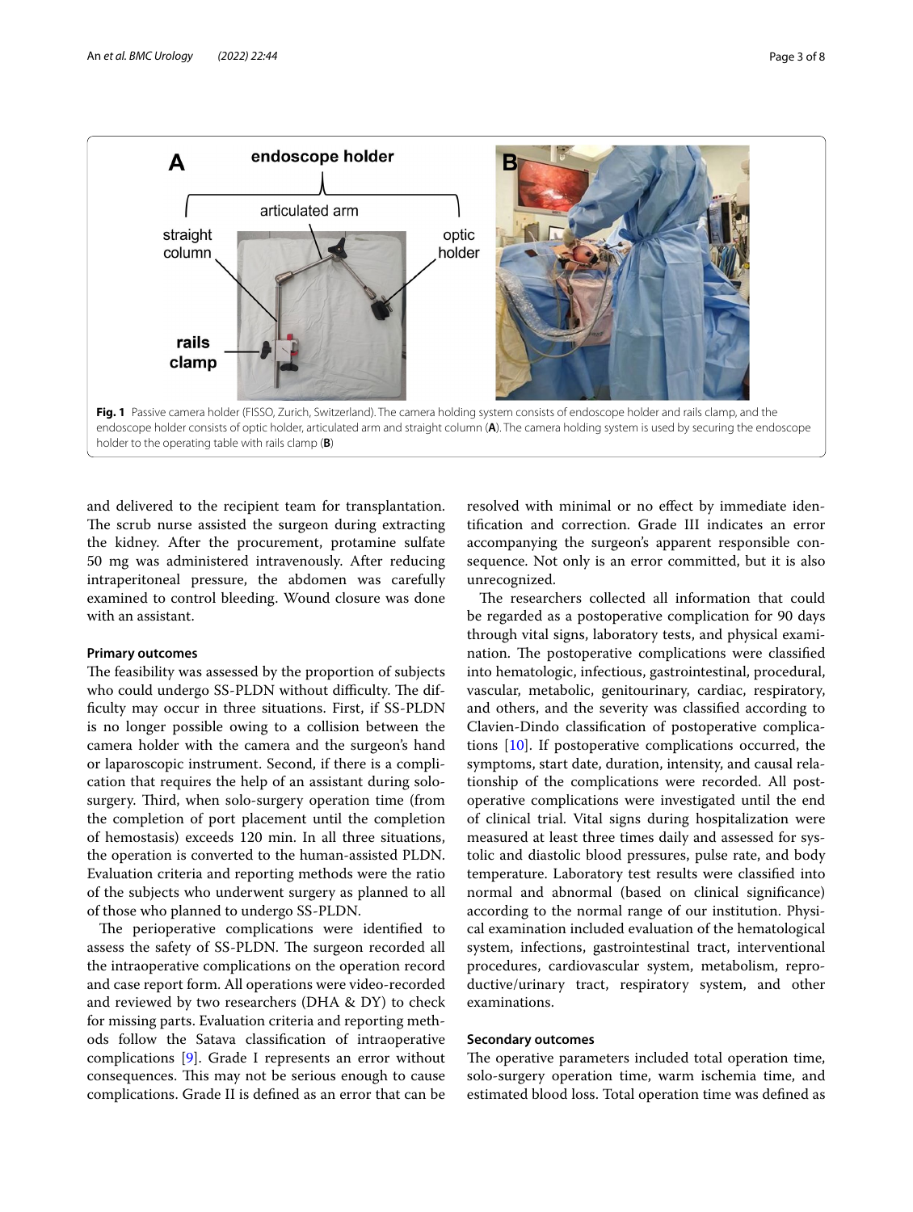Fig. 1 Passive camera holder (FISSO, Zurich, Switzerland). The camera holding system consists of endoscope holder and rails clamp, and the endoscope holder consists of optic holder, articulated arm and straight column (**A**). The camera holding system is used by securing the endoscope holder to the operating table with rails clamp (**B**)

and delivered to the recipient team for transplantation. The scrub nurse assisted the surgeon during extracting the kidney. After the procurement, protamine sulfate 50 mg was administered intravenously. After reducing intraperitoneal pressure, the abdomen was carefully examined to control bleeding. Wound closure was done with an assistant.

#### Primary outcomes

The feasibility was assessed by the proportion of subjects who could undergo SS-PLDN without difficulty. The difficulty may occur in three situations. First, if SS-PLDN is no longer possible owing to a collision between the camera holder with the camera and the surgeon's hand or laparoscopic instrument. Second, if there is a complication that requires the help of an assistant during solo-surgery. Third, when solo-surgery operation time (from the completion of port placement until the completion of hemostasis) exceeds 120 min. In all three situations, the operation is converted to the human-assisted PLDN. Evaluation criteria and reporting methods were the ratio of the subjects who underwent surgery as planned to all of those who planned to undergo SS-PLDN.

The perioperative complications were identified to assess the safety of SS-PLDN. The surgeon recorded all the intraoperative complications on the operation record and case report form. All operations were video-recorded and reviewed by two researchers (DHA & DY) to check for missing parts. Evaluation criteria and reporting methods follow the Satava classification of intraoperative complications [9]. Grade I represents an error without consequences. This may not be serious enough to cause complications. Grade II is defined as an error that can be resolved with minimal or no effect by immediate identification and correction. Grade III indicates an error accompanying the surgeon's apparent responsible consequence. Not only is an error committed, but it is also unrecognized.

The researchers collected all information that could be regarded as a postoperative complication for 90 days through vital signs, laboratory tests, and physical examination. The postoperative complications were classified into hematologic, infectious, gastrointestinal, procedural, vascular, metabolic, genitourinary, cardiac, respiratory, and others, and the severity was classified according to Clavien-Dindo classification of postoperative complications [10]. If postoperative complications occurred, the symptoms, start date, duration, intensity, and causal relationship of the complications were recorded. All postoperative complications were investigated until the end of clinical trial. Vital signs during hospitalization were measured at least three times daily and assessed for systolic and diastolic blood pressures, pulse rate, and body temperature. Laboratory test results were classified into normal and abnormal (based on clinical significance) according to the normal range of our institution. Physical examination included evaluation of the hematological system, infections, gastrointestinal tract, interventional procedures, cardiovascular system, metabolism, reproductive/urinary tract, respiratory system, and other examinations.

#### Secondary outcomes

The operative parameters included total operation time, solo-surgery operation time, warm ischemia time, and estimated blood loss. Total operation time was defined as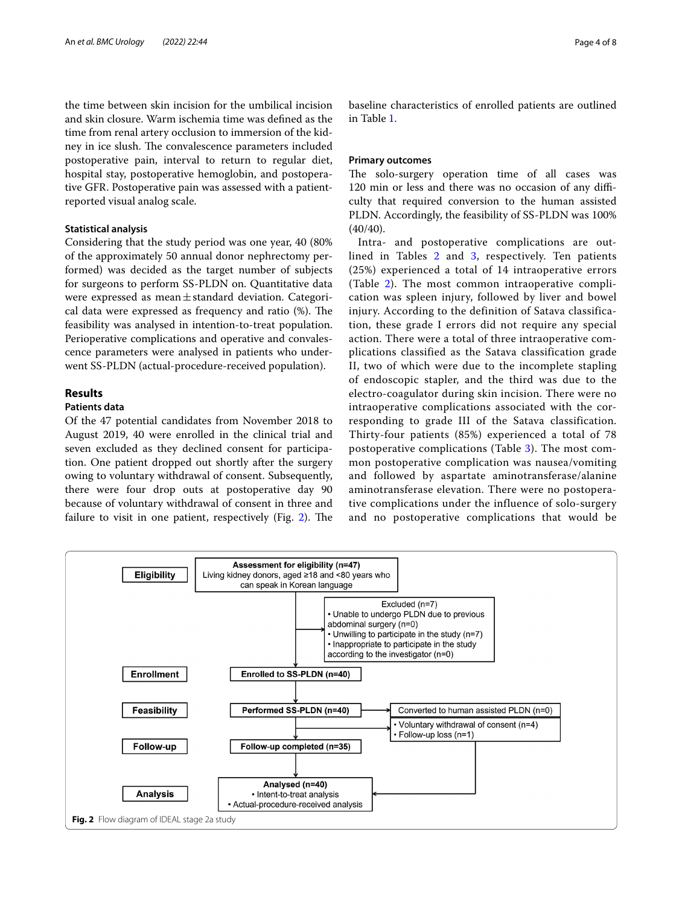the time between skin incision for the umbilical incision and skin closure. Warm ischemia time was defined as the time from renal artery occlusion to immersion of the kidney in ice slush. The convalescence parameters included postoperative pain, interval to return to regular diet, hospital stay, postoperative hemoglobin, and postoperative GFR. Postoperative pain was assessed with a patient-reported visual analog scale.

### Statistical analysis

Considering that the study period was one year, 40 (80% of the approximately 50 annual donor nephrectomy performed) was decided as the target number of subjects for surgeons to perform SS-PLDN on. Quantitative data were expressed as mean ± standard deviation. Categorical data were expressed as frequency and ratio (%). The feasibility was analysed in intention-to-treat population. Perioperative complications and operative and convalescence parameters were analysed in patients who underwent SS-PLDN (actual-procedure-received population).

## Results

### Patients data

Of the 47 potential candidates from November 2018 to August 2019, 40 were enrolled in the clinical trial and seven excluded as they declined consent for participation. One patient dropped out shortly after the surgery owing to voluntary withdrawal of consent. Subsequently, there were four drop outs at postoperative day 90 because of voluntary withdrawal of consent in three and failure to visit in one patient, respectively (Fig. 2). The baseline characteristics of enrolled patients are outlined in Table 1.

### Primary outcomes

The solo-surgery operation time of all cases was 120 min or less and there was no occasion of any difficulty that required conversion to the human assisted PLDN. Accordingly, the feasibility of SS-PLDN was 100% (40/40).

Intra- and postoperative complications are outlined in Tables 2 and 3, respectively. Ten patients (25%) experienced a total of 14 intraoperative errors (Table 2). The most common intraoperative complication was spleen injury, followed by liver and bowel injury. According to the definition of Satava classification, these grade I errors did not require any special action. There were a total of three intraoperative complications classified as the Satava classification grade II, two of which were due to the incomplete stapling of endoscopic stapler, and the third was due to the electro-coagulator during skin incision. There were no intraoperative complications associated with the corresponding to grade III of the Satava classification. Thirty-four patients (85%) experienced a total of 78 postoperative complications (Table 3). The most common postoperative complication was nausea/vomiting and followed by aspartate aminotransferase/alanine aminotransferase elevation. There were no postoperative complications under the influence of solo-surgery and no postoperative complications that would be

**Fig. 2** Flow diagram of IDEAL stage 2a study

- **Eligibility**: Assessment for eligibility (n=47) — Living kidney donors, aged ≥18 and <80 years who can speak in Korean language
  - Excluded (n=7)
    - Unable to undergo PLDN due to previous abdominal surgery (n=0)
    - Unwilling to participate in the study (n=7)
    - Inappropriate to participate in the study according to the investigator (n=0)
- **Enrollment**: Enrolled to SS-PLDN (n=40)
- **Feasibility**: Performed SS-PLDN (n=40)
  - Converted to human assisted PLDN (n=0)
  - Voluntary withdrawal of consent (n=4)
  - Follow-up loss (n=1)
- **Follow-up**: Follow-up completed (n=35)
- **Analysis**: Analysed (n=40)
  - Intent-to-treat analysis
  - Actual-procedure-received analysis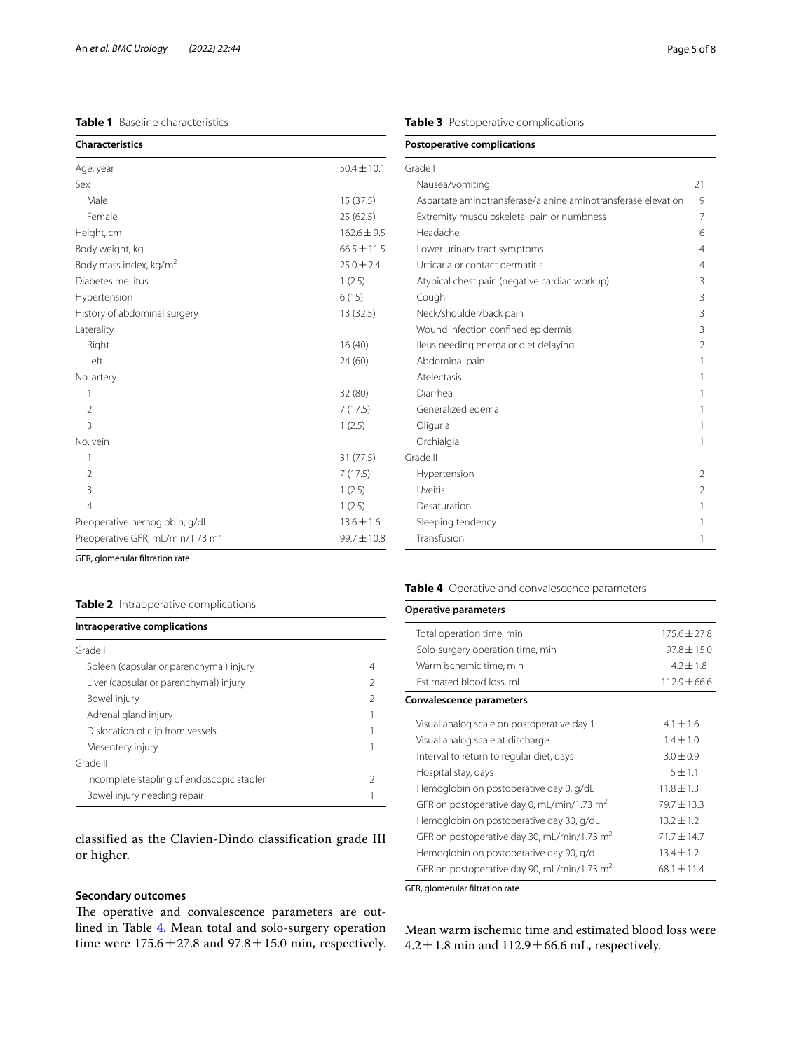**Table 1** Baseline characteristics

| Characteristics | |
|---|---|
| Age, year | 50.4 ± 10.1 |
| Sex | |
| Male | 15 (37.5) |
| Female | 25 (62.5) |
| Height, cm | 162.6 ± 9.5 |
| Body weight, kg | 66.5 ± 11.5 |
| Body mass index, kg/m$^2$ | 25.0 ± 2.4 |
| Diabetes mellitus | 1 (2.5) |
| Hypertension | 6 (15) |
| History of abdominal surgery | 13 (32.5) |
| Laterality | |
| Right | 16 (40) |
| Left | 24 (60) |
| No. artery | |
| 1 | 32 (80) |
| 2 | 7 (17.5) |
| 3 | 1 (2.5) |
| No. vein | |
| 1 | 31 (77.5) |
| 2 | 7 (17.5) |
| 3 | 1 (2.5) |
| 4 | 1 (2.5) |
| Preoperative hemoglobin, g/dL | 13.6 ± 1.6 |
| Preoperative GFR, mL/min/1.73 m$^2$ | 99.7 ± 10.8 |

GFR, glomerular filtration rate

**Table 2** Intraoperative complications

| Intraoperative complications | |
|---|---|
| Grade I | |
| Spleen (capsular or parenchymal) injury | 4 |
| Liver (capsular or parenchymal) injury | 2 |
| Bowel injury | 2 |
| Adrenal gland injury | 1 |
| Dislocation of clip from vessels | 1 |
| Mesentery injury | 1 |
| Grade II | |
| Incomplete stapling of endoscopic stapler | 2 |
| Bowel injury needing repair | 1 |

classified as the Clavien-Dindo classification grade III or higher.

### Secondary outcomes

The operative and convalescence parameters are outlined in Table 4. Mean total and solo-surgery operation time were 175.6 ± 27.8 and 97.8 ± 15.0 min, respectively. Mean warm ischemic time and estimated blood loss were 4.2 ± 1.8 min and 112.9 ± 66.6 mL, respectively.

**Table 3** Postoperative complications

| Postoperative complications | |
|---|---|
| Grade I | |
| Nausea/vomiting | 21 |
| Aspartate aminotransferase/alanine aminotransferase elevation | 9 |
| Extremity musculoskeletal pain or numbness | 7 |
| Headache | 6 |
| Lower urinary tract symptoms | 4 |
| Urticaria or contact dermatitis | 4 |
| Atypical chest pain (negative cardiac workup) | 3 |
| Cough | 3 |
| Neck/shoulder/back pain | 3 |
| Wound infection confined epidermis | 3 |
| Ileus needing enema or diet delaying | 2 |
| Abdominal pain | 1 |
| Atelectasis | 1 |
| Diarrhea | 1 |
| Generalized edema | 1 |
| Oliguria | 1 |
| Orchialgia | 1 |
| Grade II | |
| Hypertension | 2 |
| Uveitis | 2 |
| Desaturation | 1 |
| Sleeping tendency | 1 |
| Transfusion | 1 |

**Table 4** Operative and convalescence parameters

| Operative parameters | |
|---|---|
| Total operation time, min | 175.6 ± 27.8 |
| Solo-surgery operation time, min | 97.8 ± 15.0 |
| Warm ischemic time, min | 4.2 ± 1.8 |
| Estimated blood loss, mL | 112.9 ± 66.6 |
| **Convalescence parameters** | |
| Visual analog scale on postoperative day 1 | 4.1 ± 1.6 |
| Visual analog scale at discharge | 1.4 ± 1.0 |
| Interval to return to regular diet, days | 3.0 ± 0.9 |
| Hospital stay, days | 5 ± 1.1 |
| Hemoglobin on postoperative day 0, g/dL | 11.8 ± 1.3 |
| GFR on postoperative day 0, mL/min/1.73 m$^2$ | 79.7 ± 13.3 |
| Hemoglobin on postoperative day 30, g/dL | 13.2 ± 1.2 |
| GFR on postoperative day 30, mL/min/1.73 m$^2$ | 71.7 ± 14.7 |
| Hemoglobin on postoperative day 90, g/dL | 13.4 ± 1.2 |
| GFR on postoperative day 90, mL/min/1.73 m$^2$ | 68.1 ± 11.4 |

GFR, glomerular filtration rate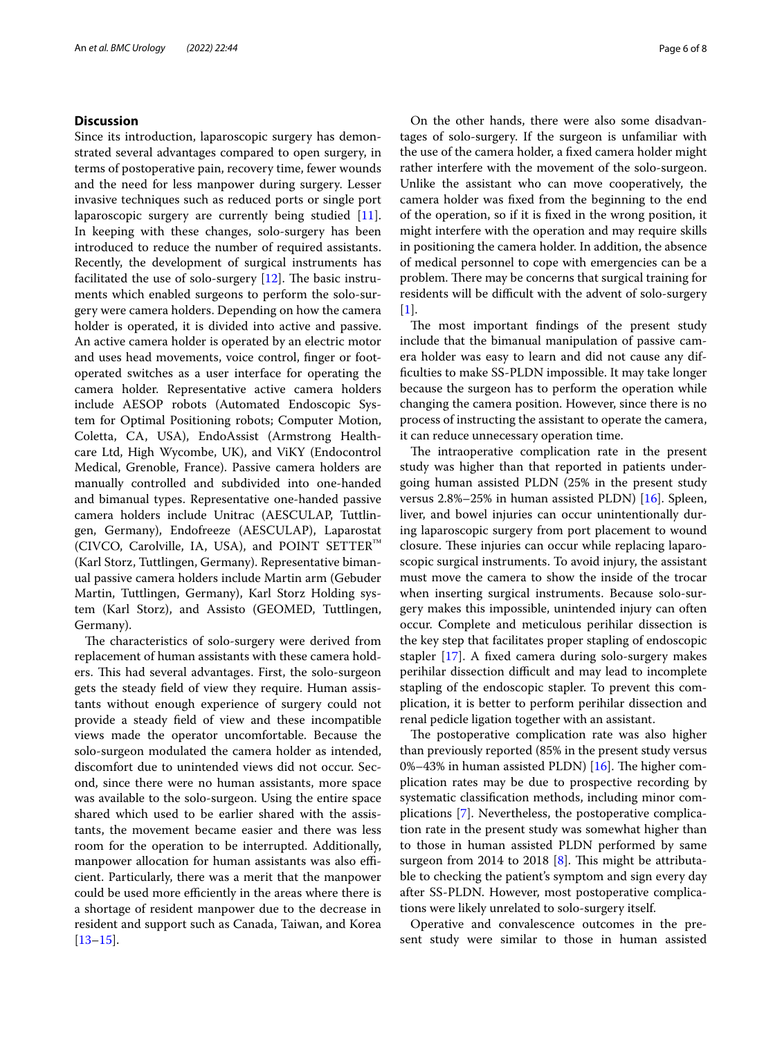## Discussion

Since its introduction, laparoscopic surgery has demonstrated several advantages compared to open surgery, in terms of postoperative pain, recovery time, fewer wounds and the need for less manpower during surgery. Lesser invasive techniques such as reduced ports or single port laparoscopic surgery are currently being studied [11]. In keeping with these changes, solo-surgery has been introduced to reduce the number of required assistants. Recently, the development of surgical instruments has facilitated the use of solo-surgery [12]. The basic instruments which enabled surgeons to perform the solo-surgery were camera holders. Depending on how the camera holder is operated, it is divided into active and passive. An active camera holder is operated by an electric motor and uses head movements, voice control, finger or foot-operated switches as a user interface for operating the camera holder. Representative active camera holders include AESOP robots (Automated Endoscopic System for Optimal Positioning robots; Computer Motion, Coletta, CA, USA), EndoAssist (Armstrong Healthcare Ltd, High Wycombe, UK), and ViKY (Endocontrol Medical, Grenoble, France). Passive camera holders are manually controlled and subdivided into one-handed and bimanual types. Representative one-handed passive camera holders include Unitrac (AESCULAP, Tuttlingen, Germany), Endofreeze (AESCULAP), Laparostat (CIVCO, Carolville, IA, USA), and POINT SETTER™ (Karl Storz, Tuttlingen, Germany). Representative bimanual passive camera holders include Martin arm (Gebuder Martin, Tuttlingen, Germany), Karl Storz Holding system (Karl Storz), and Assisto (GEOMED, Tuttlingen, Germany).

The characteristics of solo-surgery were derived from replacement of human assistants with these camera holders. This had several advantages. First, the solo-surgeon gets the steady field of view they require. Human assistants without enough experience of surgery could not provide a steady field of view and these incompatible views made the operator uncomfortable. Because the solo-surgeon modulated the camera holder as intended, discomfort due to unintended views did not occur. Second, since there were no human assistants, more space was available to the solo-surgeon. Using the entire space shared which used to be earlier shared with the assistants, the movement became easier and there was less room for the operation to be interrupted. Additionally, manpower allocation for human assistants was also efficient. Particularly, there was a merit that the manpower could be used more efficiently in the areas where there is a shortage of resident manpower due to the decrease in resident and support such as Canada, Taiwan, and Korea [13–15].

On the other hands, there were also some disadvantages of solo-surgery. If the surgeon is unfamiliar with the use of the camera holder, a fixed camera holder might rather interfere with the movement of the solo-surgeon. Unlike the assistant who can move cooperatively, the camera holder was fixed from the beginning to the end of the operation, so if it is fixed in the wrong position, it might interfere with the operation and may require skills in positioning the camera holder. In addition, the absence of medical personnel to cope with emergencies can be a problem. There may be concerns that surgical training for residents will be difficult with the advent of solo-surgery [1].

The most important findings of the present study include that the bimanual manipulation of passive camera holder was easy to learn and did not cause any difficulties to make SS-PLDN impossible. It may take longer because the surgeon has to perform the operation while changing the camera position. However, since there is no process of instructing the assistant to operate the camera, it can reduce unnecessary operation time.

The intraoperative complication rate in the present study was higher than that reported in patients undergoing human assisted PLDN (25% in the present study versus 2.8%–25% in human assisted PLDN) [16]. Spleen, liver, and bowel injuries can occur unintentionally during laparoscopic surgery from port placement to wound closure. These injuries can occur while replacing laparoscopic surgical instruments. To avoid injury, the assistant must move the camera to show the inside of the trocar when inserting surgical instruments. Because solo-surgery makes this impossible, unintended injury can often occur. Complete and meticulous perihilar dissection is the key step that facilitates proper stapling of endoscopic stapler [17]. A fixed camera during solo-surgery makes perihilar dissection difficult and may lead to incomplete stapling of the endoscopic stapler. To prevent this complication, it is better to perform perihilar dissection and renal pedicle ligation together with an assistant.

The postoperative complication rate was also higher than previously reported (85% in the present study versus 0%–43% in human assisted PLDN) [16]. The higher complication rates may be due to prospective recording by systematic classification methods, including minor complications [7]. Nevertheless, the postoperative complication rate in the present study was somewhat higher than to those in human assisted PLDN performed by same surgeon from 2014 to 2018 [8]. This might be attributable to checking the patient's symptom and sign every day after SS-PLDN. However, most postoperative complications were likely unrelated to solo-surgery itself.

Operative and convalescence outcomes in the present study were similar to those in human assisted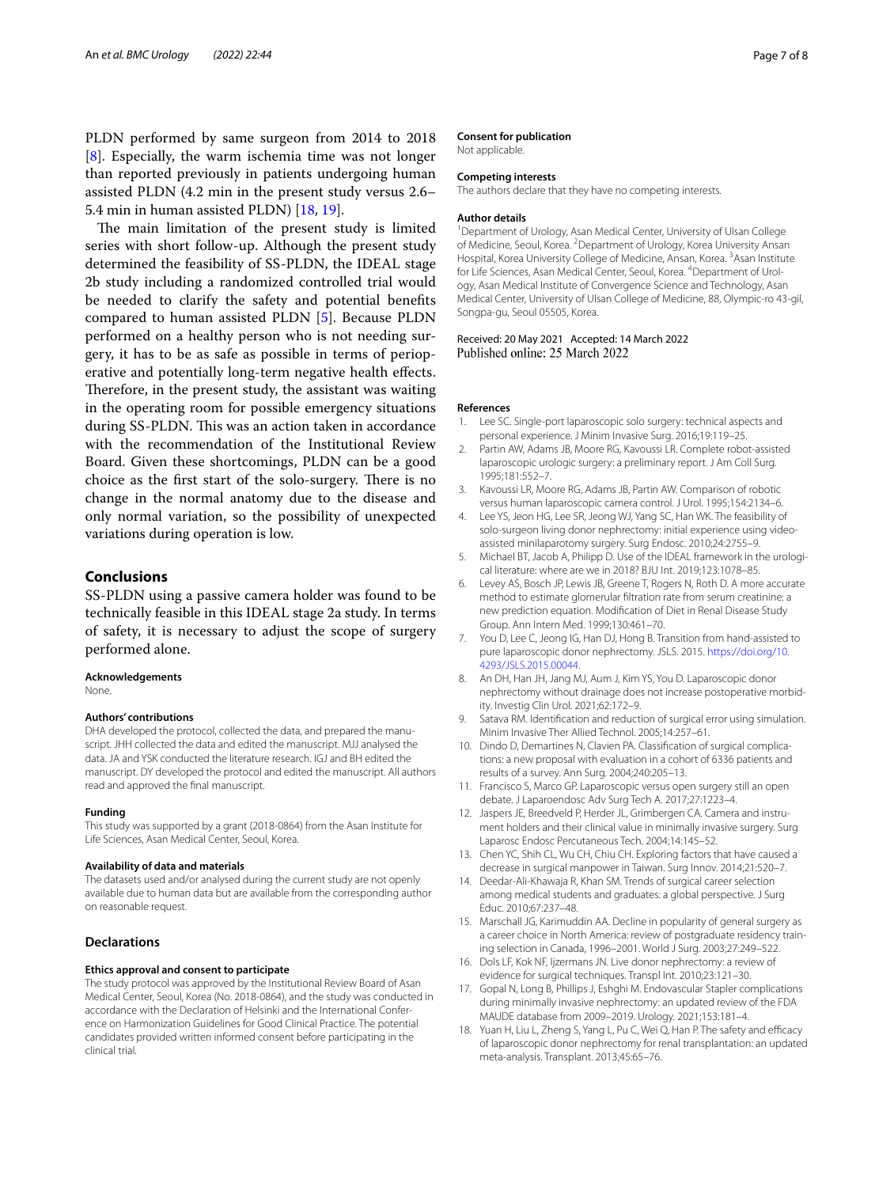PLDN performed by same surgeon from 2014 to 2018 [8]. Especially, the warm ischemia time was not longer than reported previously in patients undergoing human assisted PLDN (4.2 min in the present study versus 2.6–5.4 min in human assisted PLDN) [18, 19].

The main limitation of the present study is limited series with short follow-up. Although the present study determined the feasibility of SS-PLDN, the IDEAL stage 2b study including a randomized controlled trial would be needed to clarify the safety and potential benefits compared to human assisted PLDN [5]. Because PLDN performed on a healthy person who is not needing surgery, it has to be as safe as possible in terms of perioperative and potentially long-term negative health effects. Therefore, in the present study, the assistant was waiting in the operating room for possible emergency situations during SS-PLDN. This was an action taken in accordance with the recommendation of the Institutional Review Board. Given these shortcomings, PLDN can be a good choice as the first start of the solo-surgery. There is no change in the normal anatomy due to the disease and only normal variation, so the possibility of unexpected variations during operation is low.

## Conclusions

SS-PLDN using a passive camera holder was found to be technically feasible in this IDEAL stage 2a study. In terms of safety, it is necessary to adjust the scope of surgery performed alone.

#### Acknowledgements

None.

#### Authors' contributions

DHA developed the protocol, collected the data, and prepared the manuscript. JHH collected the data and edited the manuscript. MJJ analysed the data. JA and YSK conducted the literature research. IGJ and BH edited the manuscript. DY developed the protocol and edited the manuscript. All authors read and approved the final manuscript.

#### Funding

This study was supported by a grant (2018-0864) from the Asan Institute for Life Sciences, Asan Medical Center, Seoul, Korea.

#### Availability of data and materials

The datasets used and/or analysed during the current study are not openly available due to human data but are available from the corresponding author on reasonable request.

## Declarations

#### Ethics approval and consent to participate

The study protocol was approved by the Institutional Review Board of Asan Medical Center, Seoul, Korea (No. 2018-0864), and the study was conducted in accordance with the Declaration of Helsinki and the International Conference on Harmonization Guidelines for Good Clinical Practice. The potential candidates provided written informed consent before participating in the clinical trial.

#### Consent for publication

Not applicable.

#### Competing interests

The authors declare that they have no competing interests.

#### Author details

[1]Department of Urology, Asan Medical Center, University of Ulsan College of Medicine, Seoul, Korea. [2]Department of Urology, Korea University Ansan Hospital, Korea University College of Medicine, Ansan, Korea. [3]Asan Institute for Life Sciences, Asan Medical Center, Seoul, Korea. [4]Department of Urology, Asan Medical Institute of Convergence Science and Technology, Asan Medical Center, University of Ulsan College of Medicine, 88, Olympic-ro 43-gil, Songpa-gu, Seoul 05505, Korea.

Received: 20 May 2021 Accepted: 14 March 2022
Published online: 25 March 2022

#### References

1. Lee SC. Single-port laparoscopic solo surgery: technical aspects and personal experience. J Minim Invasive Surg. 2016;19:119–25.
2. Partin AW, Adams JB, Moore RG, Kavoussi LR. Complete robot-assisted laparoscopic urologic surgery: a preliminary report. J Am Coll Surg. 1995;181:552–7.
3. Kavoussi LR, Moore RG, Adams JB, Partin AW. Comparison of robotic versus human laparoscopic camera control. J Urol. 1995;154:2134–6.
4. Lee YS, Jeon HG, Lee SR, Jeong WJ, Yang SC, Han WK. The feasibility of solo-surgeon living donor nephrectomy: initial experience using video-assisted minilaparotomy surgery. Surg Endosc. 2010;24:2755–9.
5. Michael BT, Jacob A, Philipp D. Use of the IDEAL framework in the urological literature: where are we in 2018? BJU Int. 2019;123:1078–85.
6. Levey AS, Bosch JP, Lewis JB, Greene T, Rogers N, Roth D. A more accurate method to estimate glomerular filtration rate from serum creatinine: a new prediction equation. Modification of Diet in Renal Disease Study Group. Ann Intern Med. 1999;130:461–70.
7. You D, Lee C, Jeong IG, Han DJ, Hong B. Transition from hand-assisted to pure laparoscopic donor nephrectomy. JSLS. 2015. https://doi.org/10.4293/JSLS.2015.00044.
8. An DH, Han JH, Jang MJ, Aum J, Kim YS, You D. Laparoscopic donor nephrectomy without drainage does not increase postoperative morbidity. Investig Clin Urol. 2021;62:172–9.
9. Satava RM. Identification and reduction of surgical error using simulation. Minim Invasive Ther Allied Technol. 2005;14:257–61.
10. Dindo D, Demartines N, Clavien PA. Classification of surgical complications: a new proposal with evaluation in a cohort of 6336 patients and results of a survey. Ann Surg. 2004;240:205–13.
11. Francisco S, Marco GP. Laparoscopic versus open surgery still an open debate. J Laparoendosc Adv Surg Tech A. 2017;27:1223–4.
12. Jaspers JE, Breedveld P, Herder JL, Grimbergen CA. Camera and instrument holders and their clinical value in minimally invasive surgery. Surg Laparosc Endosc Percutaneous Tech. 2004;14:145–52.
13. Chen YC, Shih CL, Wu CH, Chiu CH. Exploring factors that have caused a decrease in surgical manpower in Taiwan. Surg Innov. 2014;21:520–7.
14. Deedar-Ali-Khawaja R, Khan SM. Trends of surgical career selection among medical students and graduates: a global perspective. J Surg Educ. 2010;67:237–48.
15. Marschall JG, Karimuddin AA. Decline in popularity of general surgery as a career choice in North America: review of postgraduate residency training selection in Canada, 1996–2001. World J Surg. 2003;27:249–522.
16. Dols LF, Kok NF, Ijzermans JN. Live donor nephrectomy: a review of evidence for surgical techniques. Transpl Int. 2010;23:121–30.
17. Gopal N, Long B, Phillips J, Eshghi M. Endovascular Stapler complications during minimally invasive nephrectomy: an updated review of the FDA MAUDE database from 2009–2019. Urology. 2021;153:181–4.
18. Yuan H, Liu L, Zheng S, Yang L, Pu C, Wei Q, Han P. The safety and efficacy of laparoscopic donor nephrectomy for renal transplantation: an updated meta-analysis. Transplant. 2013;45:65–76.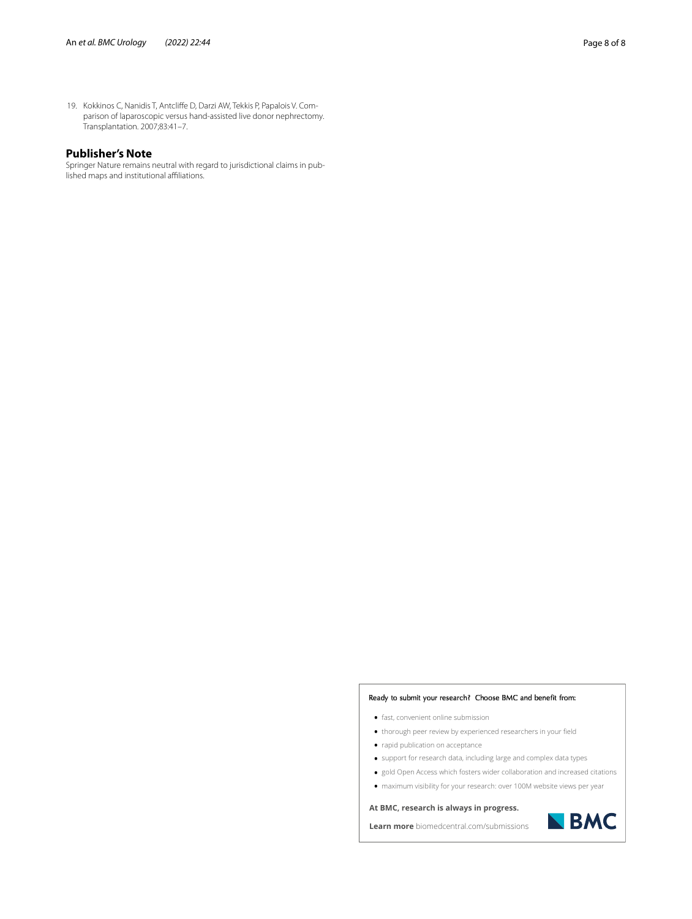19. Kokkinos C, Nanidis T, Antcliffe D, Darzi AW, Tekkis P, Papalois V. Comparison of laparoscopic versus hand-assisted live donor nephrectomy. Transplantation. 2007;83:41–7.

## Publisher's Note

Springer Nature remains neutral with regard to jurisdictional claims in published maps and institutional affiliations.

Ready to submit your research? Choose BMC and benefit from:

- fast, convenient online submission
- thorough peer review by experienced researchers in your field
- rapid publication on acceptance
- support for research data, including large and complex data types
- gold Open Access which fosters wider collaboration and increased citations
- maximum visibility for your research: over 100M website views per year

**At BMC, research is always in progress.**

**Learn more** biomedcentral.com/submissions

BMC